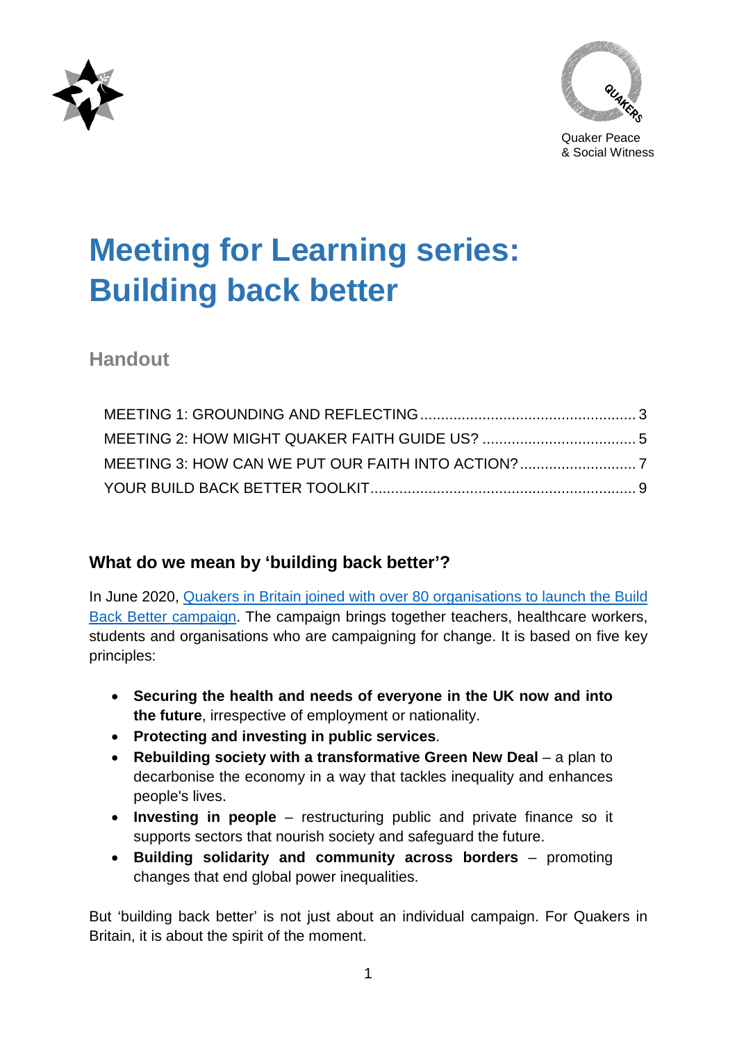Quaker Peace & Social Witness

# Meeting for Learning series: Building back better

## Handout

- MEETING 1: GROUNDING AND REFLECTING .... 3
- MEETING 2: HOW MIGHT QUAKER FAITH GUIDE US? .... 5
- MEETING 3: HOW CAN WE PUT OUR FAITH INTO ACTION? .... 7
- YOUR BUILD BACK BETTER TOOLKIT .... 9

### What do we mean by 'building back better'?

In June 2020, Quakers in Britain joined with over 80 organisations to launch the Build Back Better campaign. The campaign brings together teachers, healthcare workers, students and organisations who are campaigning for change. It is based on five key principles:

- **Securing the health and needs of everyone in the UK now and into the future**, irrespective of employment or nationality.
- **Protecting and investing in public services**.
- **Rebuilding society with a transformative Green New Deal** – a plan to decarbonise the economy in a way that tackles inequality and enhances people's lives.
- **Investing in people** – restructuring public and private finance so it supports sectors that nourish society and safeguard the future.
- **Building solidarity and community across borders** – promoting changes that end global power inequalities.

But 'building back better' is not just about an individual campaign. For Quakers in Britain, it is about the spirit of the moment.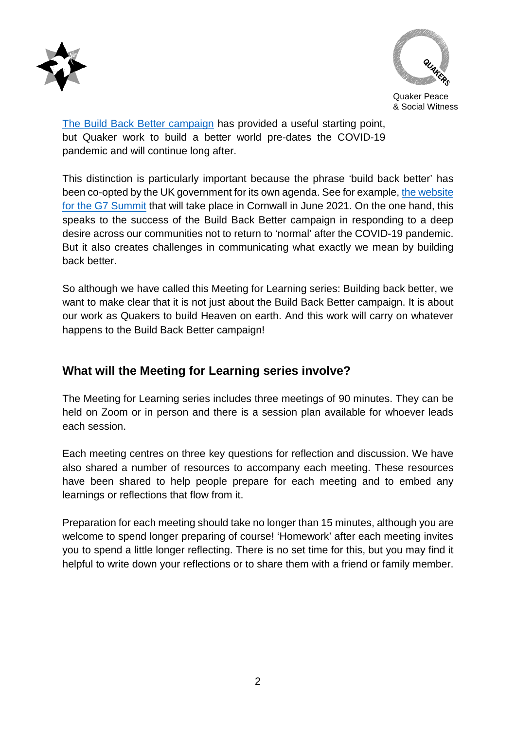The Build Back Better campaign has provided a useful starting point, but Quaker work to build a better world pre-dates the COVID-19 pandemic and will continue long after.

This distinction is particularly important because the phrase 'build back better' has been co-opted by the UK government for its own agenda. See for example, the website for the G7 Summit that will take place in Cornwall in June 2021. On the one hand, this speaks to the success of the Build Back Better campaign in responding to a deep desire across our communities not to return to 'normal' after the COVID-19 pandemic. But it also creates challenges in communicating what exactly we mean by building back better.

So although we have called this Meeting for Learning series: Building back better, we want to make clear that it is not just about the Build Back Better campaign. It is about our work as Quakers to build Heaven on earth. And this work will carry on whatever happens to the Build Back Better campaign!

## What will the Meeting for Learning series involve?

The Meeting for Learning series includes three meetings of 90 minutes. They can be held on Zoom or in person and there is a session plan available for whoever leads each session.

Each meeting centres on three key questions for reflection and discussion. We have also shared a number of resources to accompany each meeting. These resources have been shared to help people prepare for each meeting and to embed any learnings or reflections that flow from it.

Preparation for each meeting should take no longer than 15 minutes, although you are welcome to spend longer preparing of course! 'Homework' after each meeting invites you to spend a little longer reflecting. There is no set time for this, but you may find it helpful to write down your reflections or to share them with a friend or family member.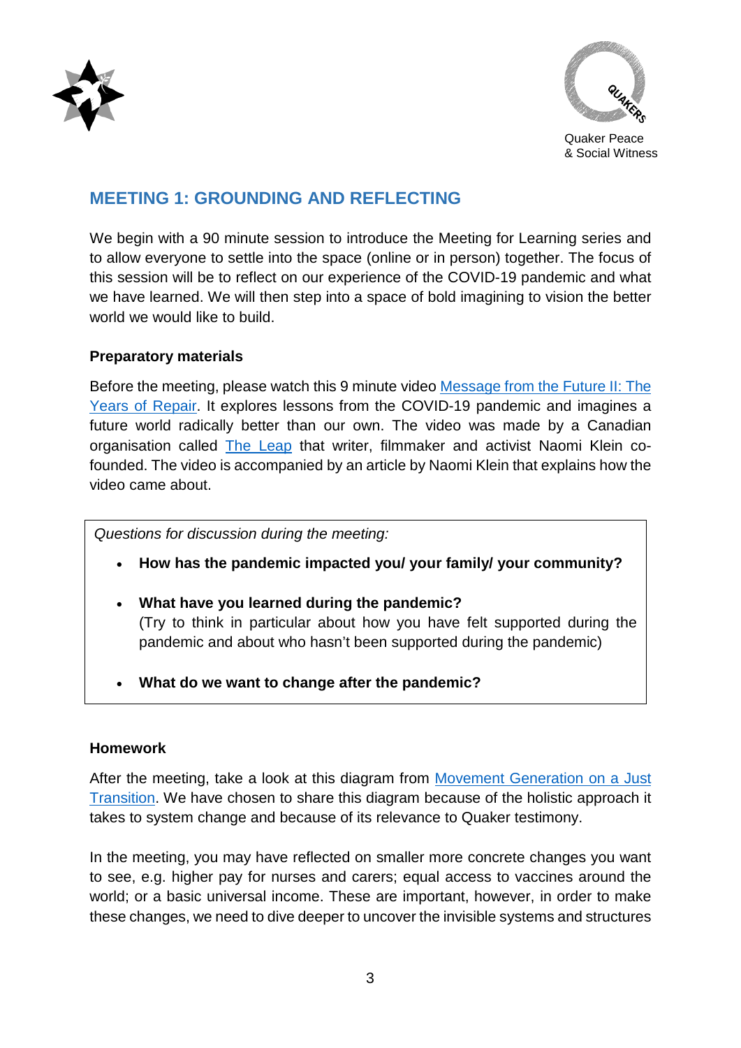## MEETING 1: GROUNDING AND REFLECTING

We begin with a 90 minute session to introduce the Meeting for Learning series and to allow everyone to settle into the space (online or in person) together. The focus of this session will be to reflect on our experience of the COVID-19 pandemic and what we have learned. We will then step into a space of bold imagining to vision the better world we would like to build.

### Preparatory materials

Before the meeting, please watch this 9 minute video Message from the Future II: The Years of Repair. It explores lessons from the COVID-19 pandemic and imagines a future world radically better than our own. The video was made by a Canadian organisation called The Leap that writer, filmmaker and activist Naomi Klein co-founded. The video is accompanied by an article by Naomi Klein that explains how the video came about.

*Questions for discussion during the meeting:*

- **How has the pandemic impacted you/ your family/ your community?**
- **What have you learned during the pandemic?**
  (Try to think in particular about how you have felt supported during the pandemic and about who hasn't been supported during the pandemic)
- **What do we want to change after the pandemic?**

### Homework

After the meeting, take a look at this diagram from Movement Generation on a Just Transition. We have chosen to share this diagram because of the holistic approach it takes to system change and because of its relevance to Quaker testimony.

In the meeting, you may have reflected on smaller more concrete changes you want to see, e.g. higher pay for nurses and carers; equal access to vaccines around the world; or a basic universal income. These are important, however, in order to make these changes, we need to dive deeper to uncover the invisible systems and structures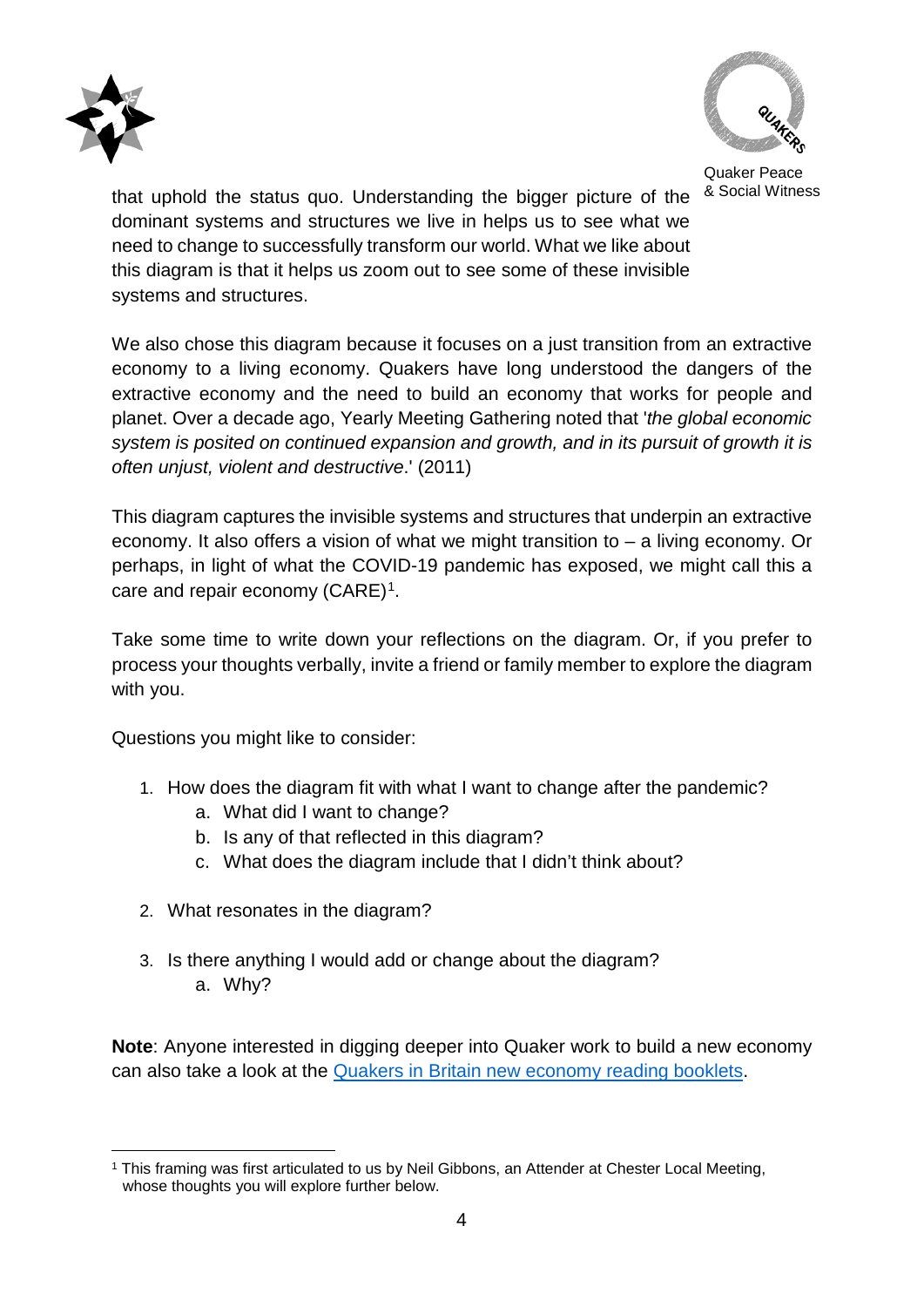that uphold the status quo. Understanding the bigger picture of the dominant systems and structures we live in helps us to see what we need to change to successfully transform our world. What we like about this diagram is that it helps us zoom out to see some of these invisible systems and structures.

We also chose this diagram because it focuses on a just transition from an extractive economy to a living economy. Quakers have long understood the dangers of the extractive economy and the need to build an economy that works for people and planet. Over a decade ago, Yearly Meeting Gathering noted that '*the global economic system is posited on continued expansion and growth, and in its pursuit of growth it is often unjust, violent and destructive*.' (2011)

This diagram captures the invisible systems and structures that underpin an extractive economy. It also offers a vision of what we might transition to – a living economy. Or perhaps, in light of what the COVID-19 pandemic has exposed, we might call this a care and repair economy (CARE)[1].

Take some time to write down your reflections on the diagram. Or, if you prefer to process your thoughts verbally, invite a friend or family member to explore the diagram with you.

Questions you might like to consider:

1. How does the diagram fit with what I want to change after the pandemic?
   a. What did I want to change?
   b. Is any of that reflected in this diagram?
   c. What does the diagram include that I didn't think about?

2. What resonates in the diagram?

3. Is there anything I would add or change about the diagram?
   a. Why?

**Note**: Anyone interested in digging deeper into Quaker work to build a new economy can also take a look at the [Quakers in Britain new economy reading booklets]().

---

[1] This framing was first articulated to us by Neil Gibbons, an Attender at Chester Local Meeting, whose thoughts you will explore further below.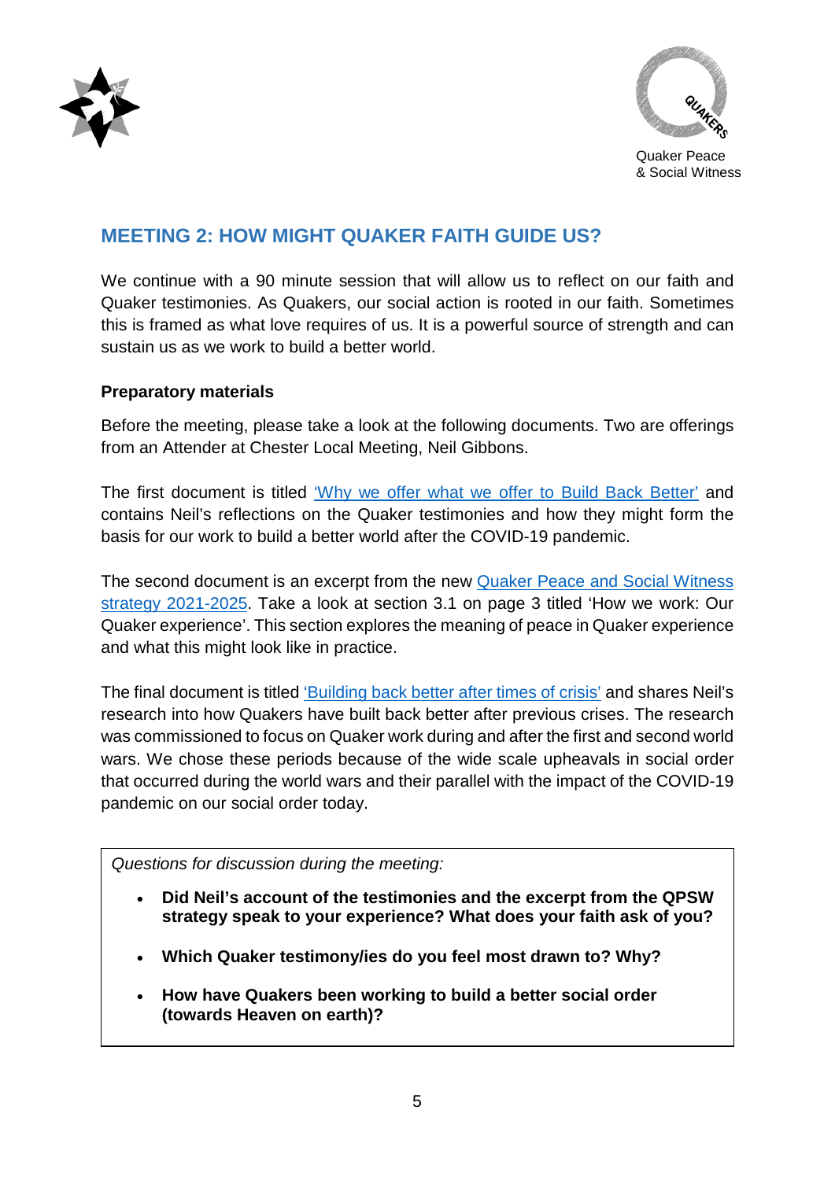Quaker Peace & Social Witness

## MEETING 2: HOW MIGHT QUAKER FAITH GUIDE US?

We continue with a 90 minute session that will allow us to reflect on our faith and Quaker testimonies. As Quakers, our social action is rooted in our faith. Sometimes this is framed as what love requires of us. It is a powerful source of strength and can sustain us as we work to build a better world.

**Preparatory materials**

Before the meeting, please take a look at the following documents. Two are offerings from an Attender at Chester Local Meeting, Neil Gibbons.

The first document is titled 'Why we offer what we offer to Build Back Better' and contains Neil's reflections on the Quaker testimonies and how they might form the basis for our work to build a better world after the COVID-19 pandemic.

The second document is an excerpt from the new Quaker Peace and Social Witness strategy 2021-2025. Take a look at section 3.1 on page 3 titled 'How we work: Our Quaker experience'. This section explores the meaning of peace in Quaker experience and what this might look like in practice.

The final document is titled 'Building back better after times of crisis' and shares Neil's research into how Quakers have built back better after previous crises. The research was commissioned to focus on Quaker work during and after the first and second world wars. We chose these periods because of the wide scale upheavals in social order that occurred during the world wars and their parallel with the impact of the COVID-19 pandemic on our social order today.

*Questions for discussion during the meeting:*

- **Did Neil's account of the testimonies and the excerpt from the QPSW strategy speak to your experience? What does your faith ask of you?**
- **Which Quaker testimony/ies do you feel most drawn to? Why?**
- **How have Quakers been working to build a better social order (towards Heaven on earth)?**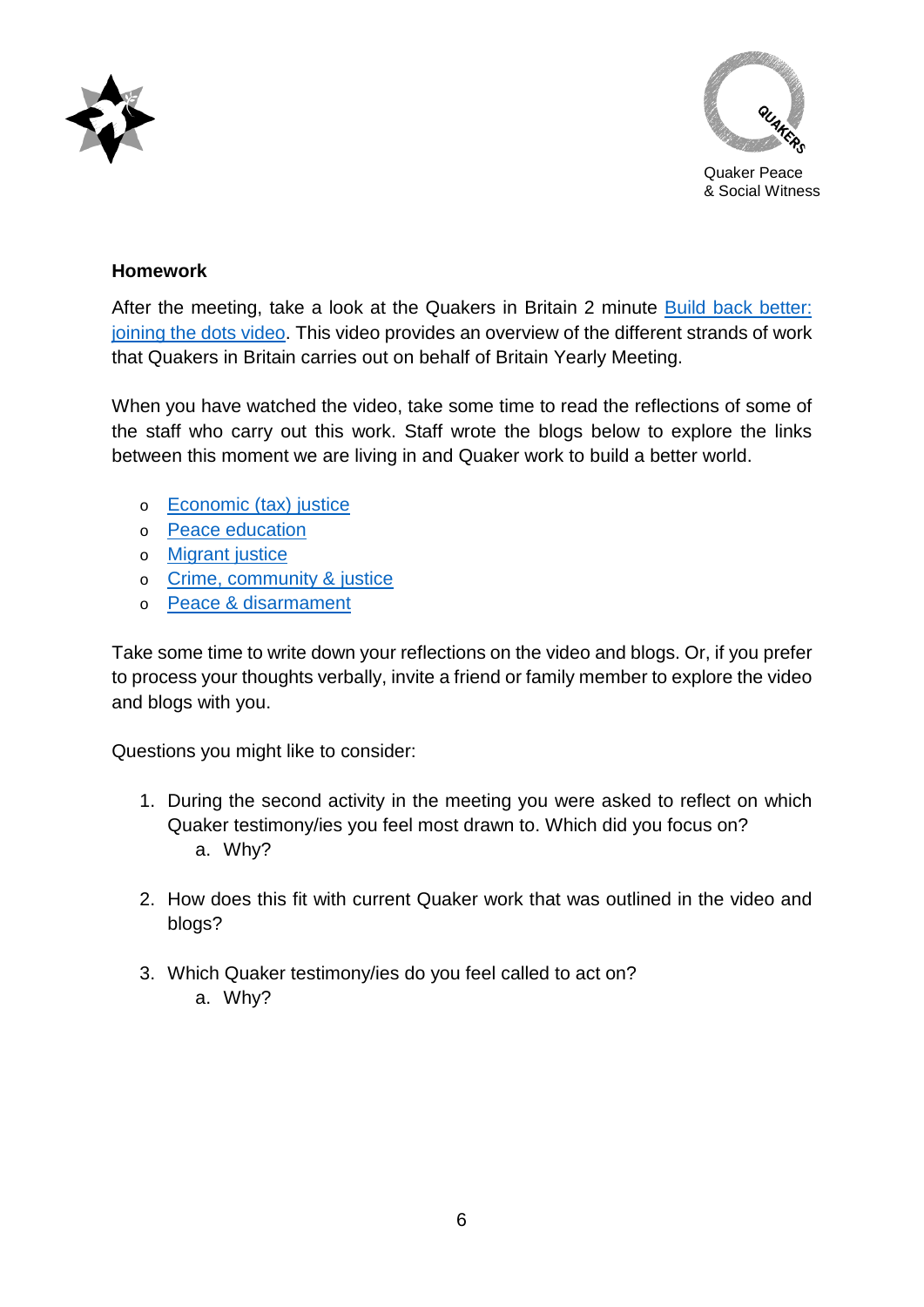**Homework**

After the meeting, take a look at the Quakers in Britain 2 minute Build back better: joining the dots video. This video provides an overview of the different strands of work that Quakers in Britain carries out on behalf of Britain Yearly Meeting.

When you have watched the video, take some time to read the reflections of some of the staff who carry out this work. Staff wrote the blogs below to explore the links between this moment we are living in and Quaker work to build a better world.

- Economic (tax) justice
- Peace education
- Migrant justice
- Crime, community & justice
- Peace & disarmament

Take some time to write down your reflections on the video and blogs. Or, if you prefer to process your thoughts verbally, invite a friend or family member to explore the video and blogs with you.

Questions you might like to consider:

1. During the second activity in the meeting you were asked to reflect on which Quaker testimony/ies you feel most drawn to. Which did you focus on?
    a. Why?

2. How does this fit with current Quaker work that was outlined in the video and blogs?

3. Which Quaker testimony/ies do you feel called to act on?
    a. Why?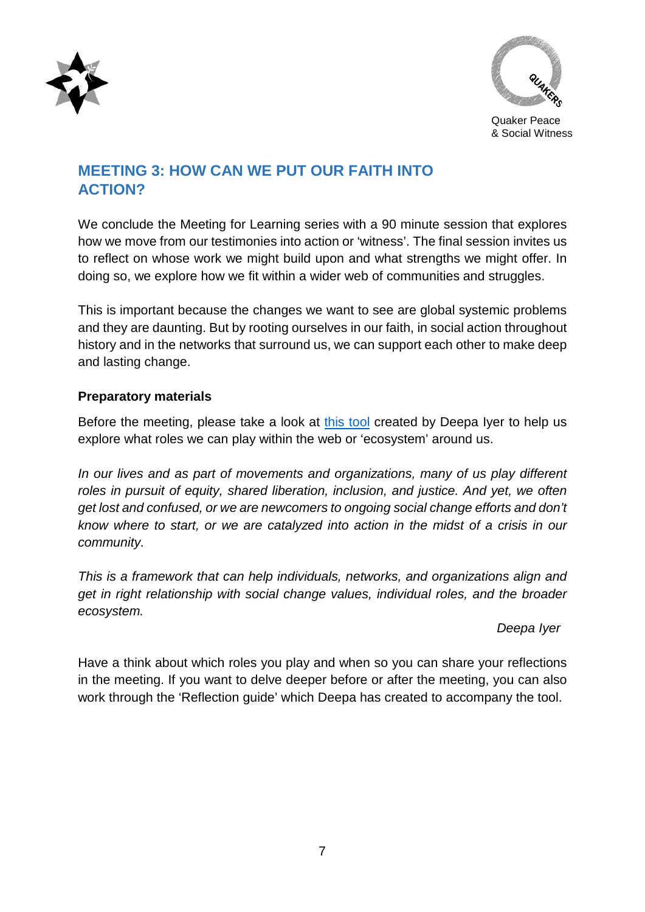## MEETING 3: HOW CAN WE PUT OUR FAITH INTO ACTION?

We conclude the Meeting for Learning series with a 90 minute session that explores how we move from our testimonies into action or 'witness'. The final session invites us to reflect on whose work we might build upon and what strengths we might offer. In doing so, we explore how we fit within a wider web of communities and struggles.

This is important because the changes we want to see are global systemic problems and they are daunting. But by rooting ourselves in our faith, in social action throughout history and in the networks that surround us, we can support each other to make deep and lasting change.

### Preparatory materials

Before the meeting, please take a look at this tool created by Deepa Iyer to help us explore what roles we can play within the web or 'ecosystem' around us.

*In our lives and as part of movements and organizations, many of us play different roles in pursuit of equity, shared liberation, inclusion, and justice. And yet, we often get lost and confused, or we are newcomers to ongoing social change efforts and don't know where to start, or we are catalyzed into action in the midst of a crisis in our community.*

*This is a framework that can help individuals, networks, and organizations align and get in right relationship with social change values, individual roles, and the broader ecosystem.*

*Deepa Iyer*

Have a think about which roles you play and when so you can share your reflections in the meeting. If you want to delve deeper before or after the meeting, you can also work through the 'Reflection guide' which Deepa has created to accompany the tool.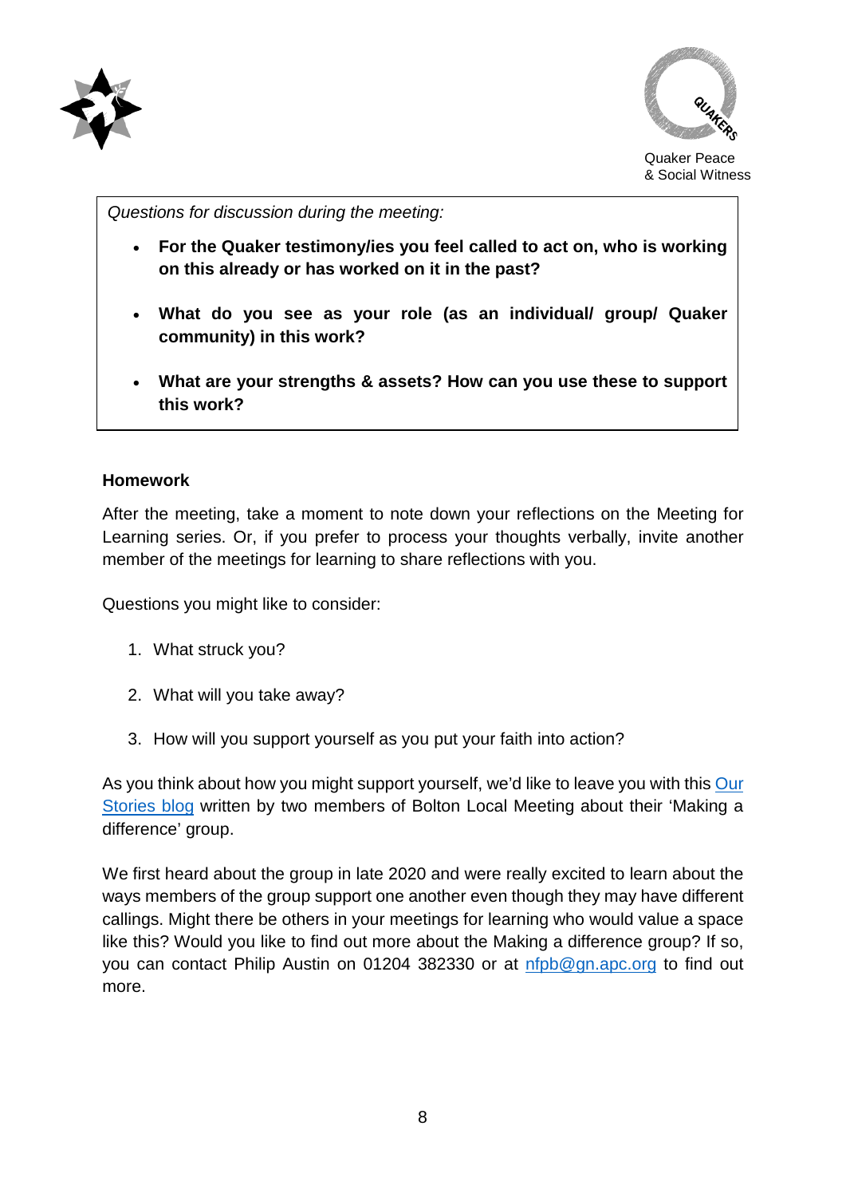*Questions for discussion during the meeting:*

- **For the Quaker testimony/ies you feel called to act on, who is working on this already or has worked on it in the past?**
- **What do you see as your role (as an individual/ group/ Quaker community) in this work?**
- **What are your strengths & assets? How can you use these to support this work?**

**Homework**

After the meeting, take a moment to note down your reflections on the Meeting for Learning series. Or, if you prefer to process your thoughts verbally, invite another member of the meetings for learning to share reflections with you.

Questions you might like to consider:

1. What struck you?
2. What will you take away?
3. How will you support yourself as you put your faith into action?

As you think about how you might support yourself, we'd like to leave you with this Our Stories blog written by two members of Bolton Local Meeting about their 'Making a difference' group.

We first heard about the group in late 2020 and were really excited to learn about the ways members of the group support one another even though they may have different callings. Might there be others in your meetings for learning who would value a space like this? Would you like to find out more about the Making a difference group? If so, you can contact Philip Austin on 01204 382330 or at nfpb@gn.apc.org to find out more.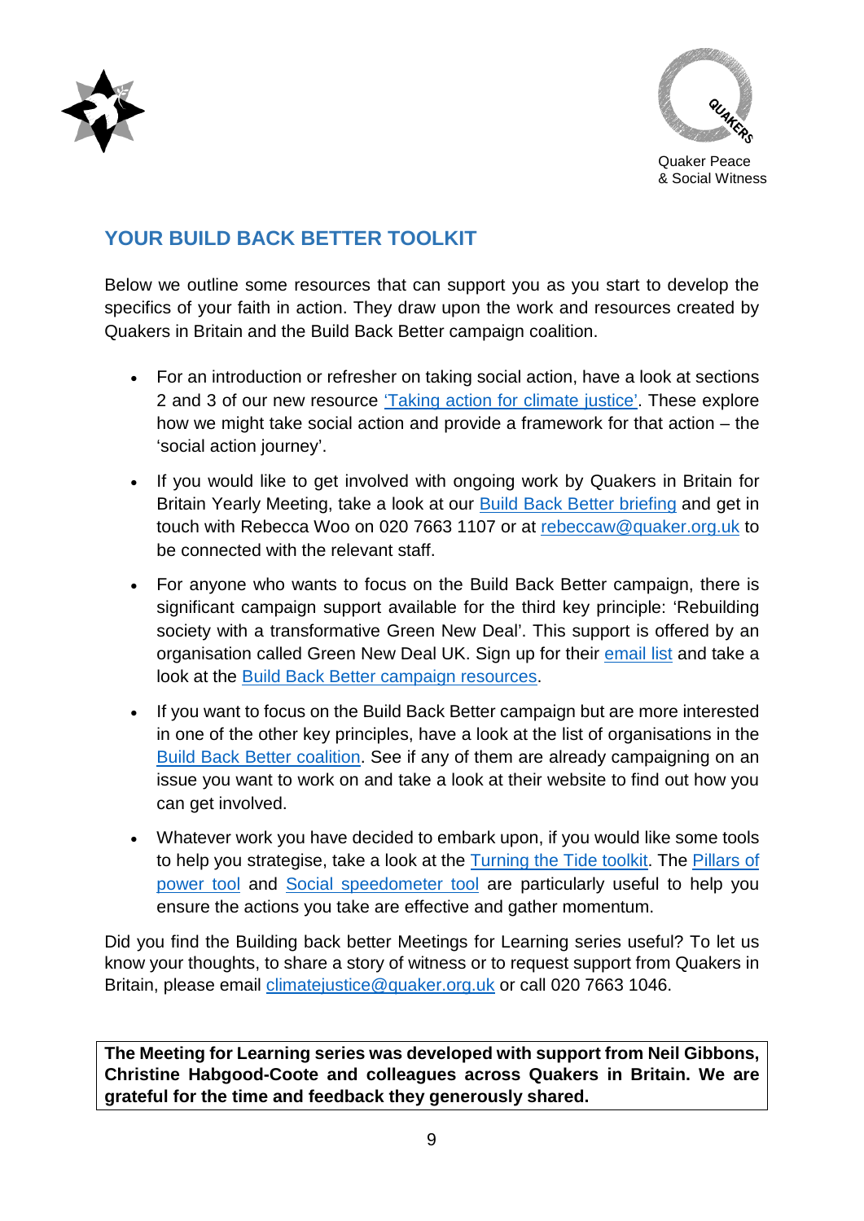Quaker Peace & Social Witness

## YOUR BUILD BACK BETTER TOOLKIT

Below we outline some resources that can support you as you start to develop the specifics of your faith in action. They draw upon the work and resources created by Quakers in Britain and the Build Back Better campaign coalition.

- For an introduction or refresher on taking social action, have a look at sections 2 and 3 of our new resource 'Taking action for climate justice'. These explore how we might take social action and provide a framework for that action – the 'social action journey'.
- If you would like to get involved with ongoing work by Quakers in Britain for Britain Yearly Meeting, take a look at our Build Back Better briefing and get in touch with Rebecca Woo on 020 7663 1107 or at rebeccaw@quaker.org.uk to be connected with the relevant staff.
- For anyone who wants to focus on the Build Back Better campaign, there is significant campaign support available for the third key principle: 'Rebuilding society with a transformative Green New Deal'. This support is offered by an organisation called Green New Deal UK. Sign up for their email list and take a look at the Build Back Better campaign resources.
- If you want to focus on the Build Back Better campaign but are more interested in one of the other key principles, have a look at the list of organisations in the Build Back Better coalition. See if any of them are already campaigning on an issue you want to work on and take a look at their website to find out how you can get involved.
- Whatever work you have decided to embark upon, if you would like some tools to help you strategise, take a look at the Turning the Tide toolkit. The Pillars of power tool and Social speedometer tool are particularly useful to help you ensure the actions you take are effective and gather momentum.

Did you find the Building back better Meetings for Learning series useful? To let us know your thoughts, to share a story of witness or to request support from Quakers in Britain, please email climatejustice@quaker.org.uk or call 020 7663 1046.

**The Meeting for Learning series was developed with support from Neil Gibbons, Christine Habgood-Coote and colleagues across Quakers in Britain. We are grateful for the time and feedback they generously shared.**